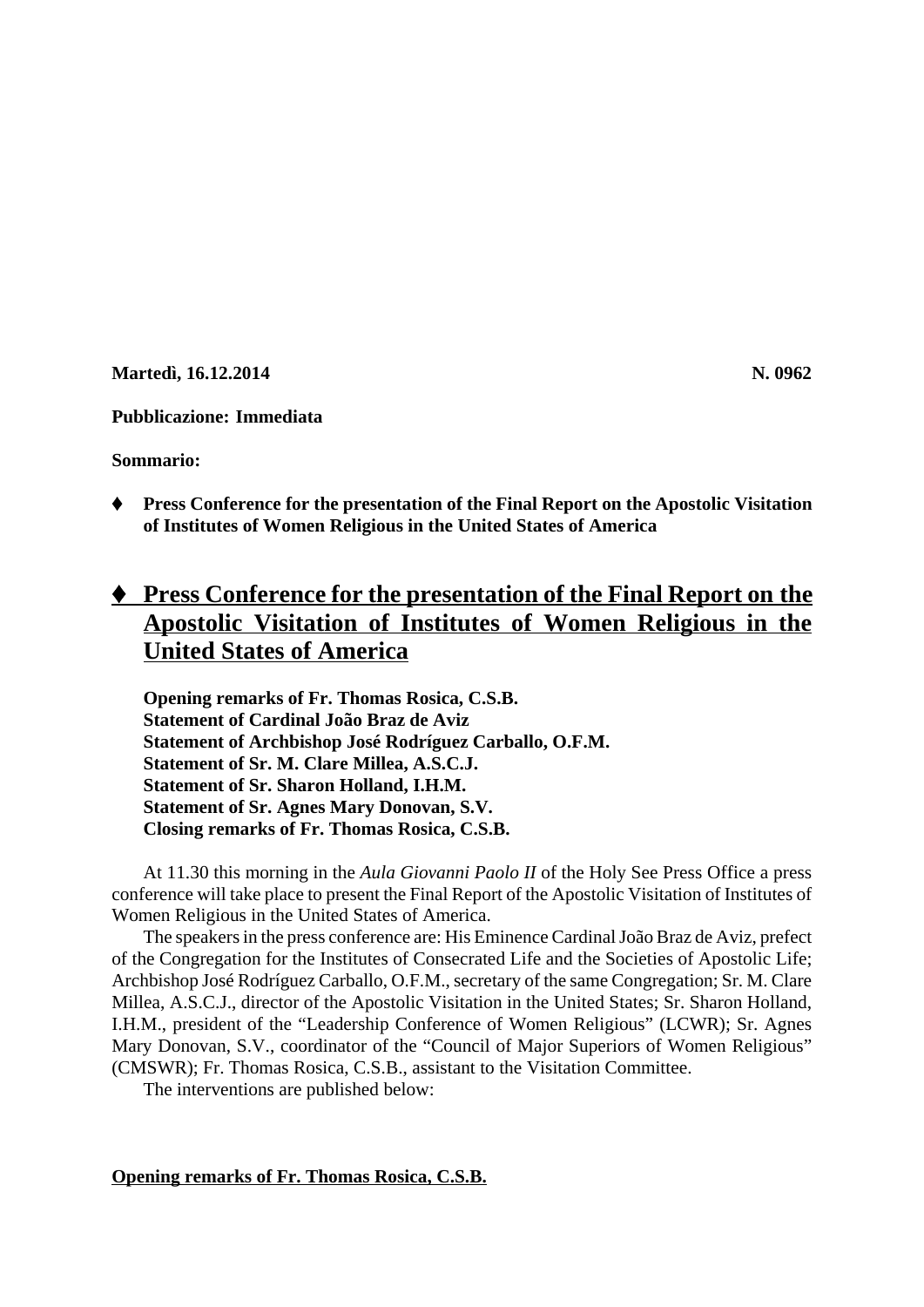**Martedì, 16.12.2014** **N. 0962**

**Pubblicazione: Immediata**

**Sommario:**

- ♦ **Press Conference for the presentation of the Final Report on the Apostolic Visitation of Institutes of Women Religious in the United States of America**

## ♦ Press Conference for the presentation of the Final Report on the Apostolic Visitation of Institutes of Women Religious in the United States of America

**Opening remarks of Fr. Thomas Rosica, C.S.B.**
**Statement of Cardinal João Braz de Aviz**
**Statement of Archbishop José Rodríguez Carballo, O.F.M.**
**Statement of Sr. M. Clare Millea, A.S.C.J.**
**Statement of Sr. Sharon Holland, I.H.M.**
**Statement of Sr. Agnes Mary Donovan, S.V.**
**Closing remarks of Fr. Thomas Rosica, C.S.B.**

At 11.30 this morning in the *Aula Giovanni Paolo II* of the Holy See Press Office a press conference will take place to present the Final Report of the Apostolic Visitation of Institutes of Women Religious in the United States of America.

The speakers in the press conference are: His Eminence Cardinal João Braz de Aviz, prefect of the Congregation for the Institutes of Consecrated Life and the Societies of Apostolic Life; Archbishop José Rodríguez Carballo, O.F.M., secretary of the same Congregation; Sr. M. Clare Millea, A.S.C.J., director of the Apostolic Visitation in the United States; Sr. Sharon Holland, I.H.M., president of the "Leadership Conference of Women Religious" (LCWR); Sr. Agnes Mary Donovan, S.V., coordinator of the "Council of Major Superiors of Women Religious" (CMSWR); Fr. Thomas Rosica, C.S.B., assistant to the Visitation Committee.

The interventions are published below:

### Opening remarks of Fr. Thomas Rosica, C.S.B.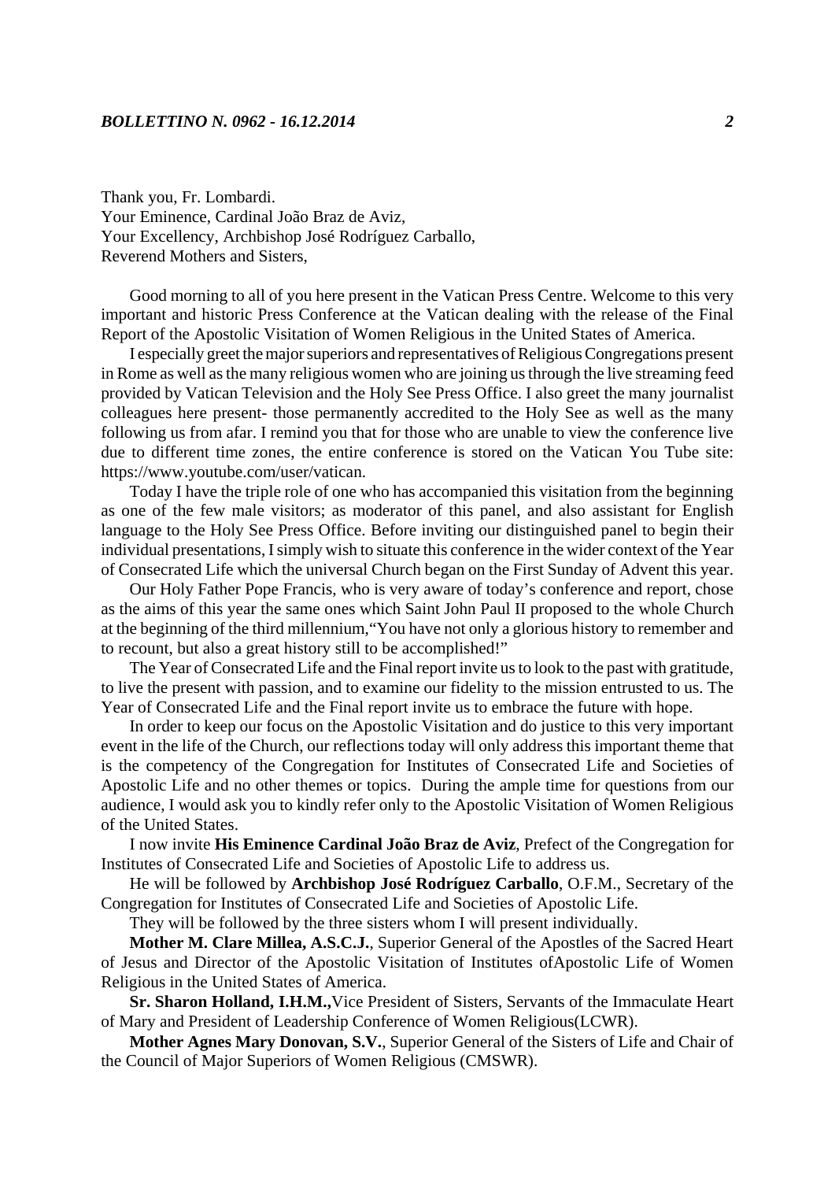Thank you, Fr. Lombardi.
Your Eminence, Cardinal João Braz de Aviz,
Your Excellency, Archbishop José Rodríguez Carballo,
Reverend Mothers and Sisters,

Good morning to all of you here present in the Vatican Press Centre. Welcome to this very important and historic Press Conference at the Vatican dealing with the release of the Final Report of the Apostolic Visitation of Women Religious in the United States of America.

I especially greet the major superiors and representatives of Religious Congregations present in Rome as well as the many religious women who are joining us through the live streaming feed provided by Vatican Television and the Holy See Press Office. I also greet the many journalist colleagues here present- those permanently accredited to the Holy See as well as the many following us from afar. I remind you that for those who are unable to view the conference live due to different time zones, the entire conference is stored on the Vatican You Tube site: https://www.youtube.com/user/vatican.

Today I have the triple role of one who has accompanied this visitation from the beginning as one of the few male visitors; as moderator of this panel, and also assistant for English language to the Holy See Press Office. Before inviting our distinguished panel to begin their individual presentations, I simply wish to situate this conference in the wider context of the Year of Consecrated Life which the universal Church began on the First Sunday of Advent this year.

Our Holy Father Pope Francis, who is very aware of today's conference and report, chose as the aims of this year the same ones which Saint John Paul II proposed to the whole Church at the beginning of the third millennium,"You have not only a glorious history to remember and to recount, but also a great history still to be accomplished!"

The Year of Consecrated Life and the Final report invite us to look to the past with gratitude, to live the present with passion, and to examine our fidelity to the mission entrusted to us. The Year of Consecrated Life and the Final report invite us to embrace the future with hope.

In order to keep our focus on the Apostolic Visitation and do justice to this very important event in the life of the Church, our reflections today will only address this important theme that is the competency of the Congregation for Institutes of Consecrated Life and Societies of Apostolic Life and no other themes or topics. During the ample time for questions from our audience, I would ask you to kindly refer only to the Apostolic Visitation of Women Religious of the United States.

I now invite **His Eminence Cardinal João Braz de Aviz**, Prefect of the Congregation for Institutes of Consecrated Life and Societies of Apostolic Life to address us.

He will be followed by **Archbishop José Rodríguez Carballo**, O.F.M., Secretary of the Congregation for Institutes of Consecrated Life and Societies of Apostolic Life.

They will be followed by the three sisters whom I will present individually.

**Mother M. Clare Millea, A.S.C.J.**, Superior General of the Apostles of the Sacred Heart of Jesus and Director of the Apostolic Visitation of Institutes ofApostolic Life of Women Religious in the United States of America.

**Sr. Sharon Holland, I.H.M.,**Vice President of Sisters, Servants of the Immaculate Heart of Mary and President of Leadership Conference of Women Religious(LCWR).

**Mother Agnes Mary Donovan, S.V.**, Superior General of the Sisters of Life and Chair of the Council of Major Superiors of Women Religious (CMSWR).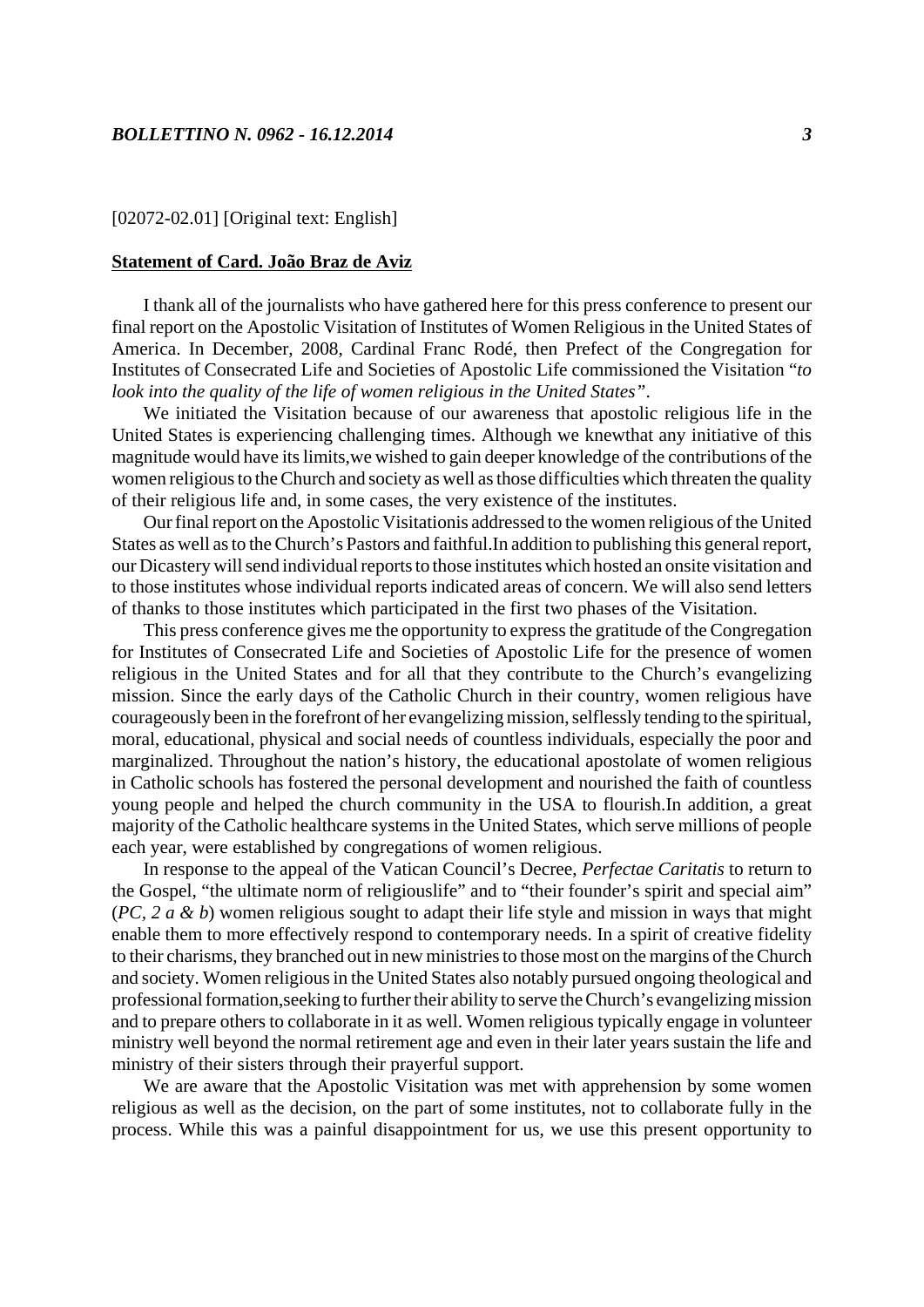[02072-02.01] [Original text: English]

**Statement of Card. João Braz de Aviz**

I thank all of the journalists who have gathered here for this press conference to present our final report on the Apostolic Visitation of Institutes of Women Religious in the United States of America. In December, 2008, Cardinal Franc Rodé, then Prefect of the Congregation for Institutes of Consecrated Life and Societies of Apostolic Life commissioned the Visitation "*to look into the quality of the life of women religious in the United States*".

We initiated the Visitation because of our awareness that apostolic religious life in the United States is experiencing challenging times. Although we knewthat any initiative of this magnitude would have its limits,we wished to gain deeper knowledge of the contributions of the women religious to the Church and society as well as those difficulties which threaten the quality of their religious life and, in some cases, the very existence of the institutes.

Our final report on the Apostolic Visitationis addressed to the women religious of the United States as well as to the Church's Pastors and faithful.In addition to publishing this general report, our Dicastery will send individual reports to those institutes which hosted an onsite visitation and to those institutes whose individual reports indicated areas of concern. We will also send letters of thanks to those institutes which participated in the first two phases of the Visitation.

This press conference gives me the opportunity to express the gratitude of the Congregation for Institutes of Consecrated Life and Societies of Apostolic Life for the presence of women religious in the United States and for all that they contribute to the Church's evangelizing mission. Since the early days of the Catholic Church in their country, women religious have courageously been in the forefront of her evangelizing mission, selflessly tending to the spiritual, moral, educational, physical and social needs of countless individuals, especially the poor and marginalized. Throughout the nation's history, the educational apostolate of women religious in Catholic schools has fostered the personal development and nourished the faith of countless young people and helped the church community in the USA to flourish.In addition, a great majority of the Catholic healthcare systems in the United States, which serve millions of people each year, were established by congregations of women religious.

In response to the appeal of the Vatican Council's Decree, *Perfectae Caritatis* to return to the Gospel, "the ultimate norm of religiouslife" and to "their founder's spirit and special aim" (*PC, 2 a & b*) women religious sought to adapt their life style and mission in ways that might enable them to more effectively respond to contemporary needs. In a spirit of creative fidelity to their charisms, they branched out in new ministries to those most on the margins of the Church and society. Women religious in the United States also notably pursued ongoing theological and professional formation,seeking to further their ability to serve the Church's evangelizing mission and to prepare others to collaborate in it as well. Women religious typically engage in volunteer ministry well beyond the normal retirement age and even in their later years sustain the life and ministry of their sisters through their prayerful support.

We are aware that the Apostolic Visitation was met with apprehension by some women religious as well as the decision, on the part of some institutes, not to collaborate fully in the process. While this was a painful disappointment for us, we use this present opportunity to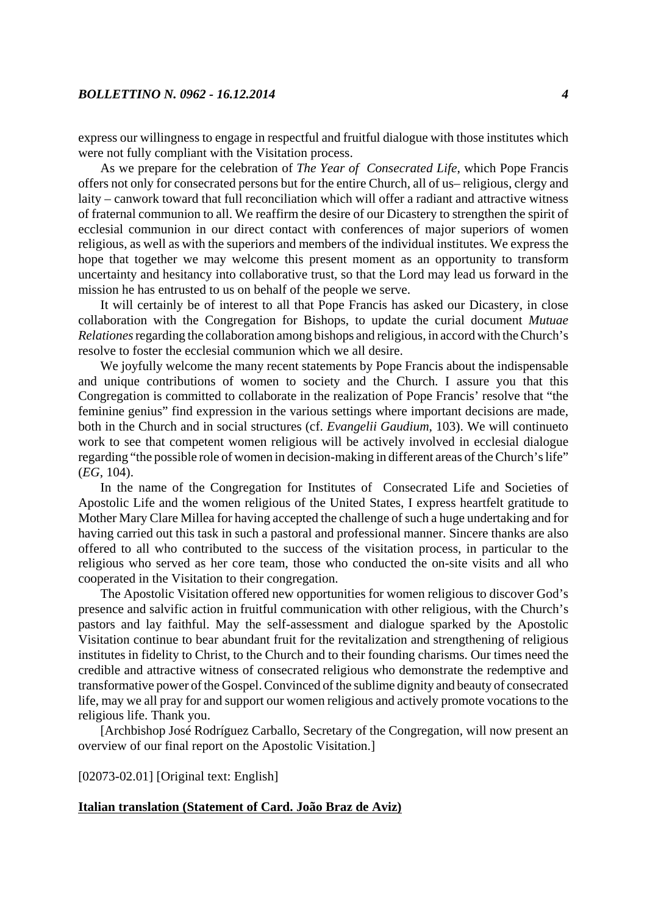express our willingness to engage in respectful and fruitful dialogue with those institutes which were not fully compliant with the Visitation process.

As we prepare for the celebration of *The Year of Consecrated Life*, which Pope Francis offers not only for consecrated persons but for the entire Church, all of us– religious, clergy and laity – canwork toward that full reconciliation which will offer a radiant and attractive witness of fraternal communion to all. We reaffirm the desire of our Dicastery to strengthen the spirit of ecclesial communion in our direct contact with conferences of major superiors of women religious, as well as with the superiors and members of the individual institutes. We express the hope that together we may welcome this present moment as an opportunity to transform uncertainty and hesitancy into collaborative trust, so that the Lord may lead us forward in the mission he has entrusted to us on behalf of the people we serve.

It will certainly be of interest to all that Pope Francis has asked our Dicastery, in close collaboration with the Congregation for Bishops, to update the curial document *Mutuae Relationes* regarding the collaboration among bishops and religious, in accord with the Church's resolve to foster the ecclesial communion which we all desire.

We joyfully welcome the many recent statements by Pope Francis about the indispensable and unique contributions of women to society and the Church. I assure you that this Congregation is committed to collaborate in the realization of Pope Francis' resolve that "the feminine genius" find expression in the various settings where important decisions are made, both in the Church and in social structures (cf. *Evangelii Gaudium*, 103). We will continueto work to see that competent women religious will be actively involved in ecclesial dialogue regarding "the possible role of women in decision-making in different areas of the Church's life" (*EG*, 104).

In the name of the Congregation for Institutes of Consecrated Life and Societies of Apostolic Life and the women religious of the United States, I express heartfelt gratitude to Mother Mary Clare Millea for having accepted the challenge of such a huge undertaking and for having carried out this task in such a pastoral and professional manner. Sincere thanks are also offered to all who contributed to the success of the visitation process, in particular to the religious who served as her core team, those who conducted the on-site visits and all who cooperated in the Visitation to their congregation.

The Apostolic Visitation offered new opportunities for women religious to discover God's presence and salvific action in fruitful communication with other religious, with the Church's pastors and lay faithful. May the self-assessment and dialogue sparked by the Apostolic Visitation continue to bear abundant fruit for the revitalization and strengthening of religious institutes in fidelity to Christ, to the Church and to their founding charisms. Our times need the credible and attractive witness of consecrated religious who demonstrate the redemptive and transformative power of the Gospel. Convinced of the sublime dignity and beauty of consecrated life, may we all pray for and support our women religious and actively promote vocations to the religious life. Thank you.

[Archbishop José Rodríguez Carballo, Secretary of the Congregation, will now present an overview of our final report on the Apostolic Visitation.]

[02073-02.01] [Original text: English]

**Italian translation (Statement of Card. João Braz de Aviz)**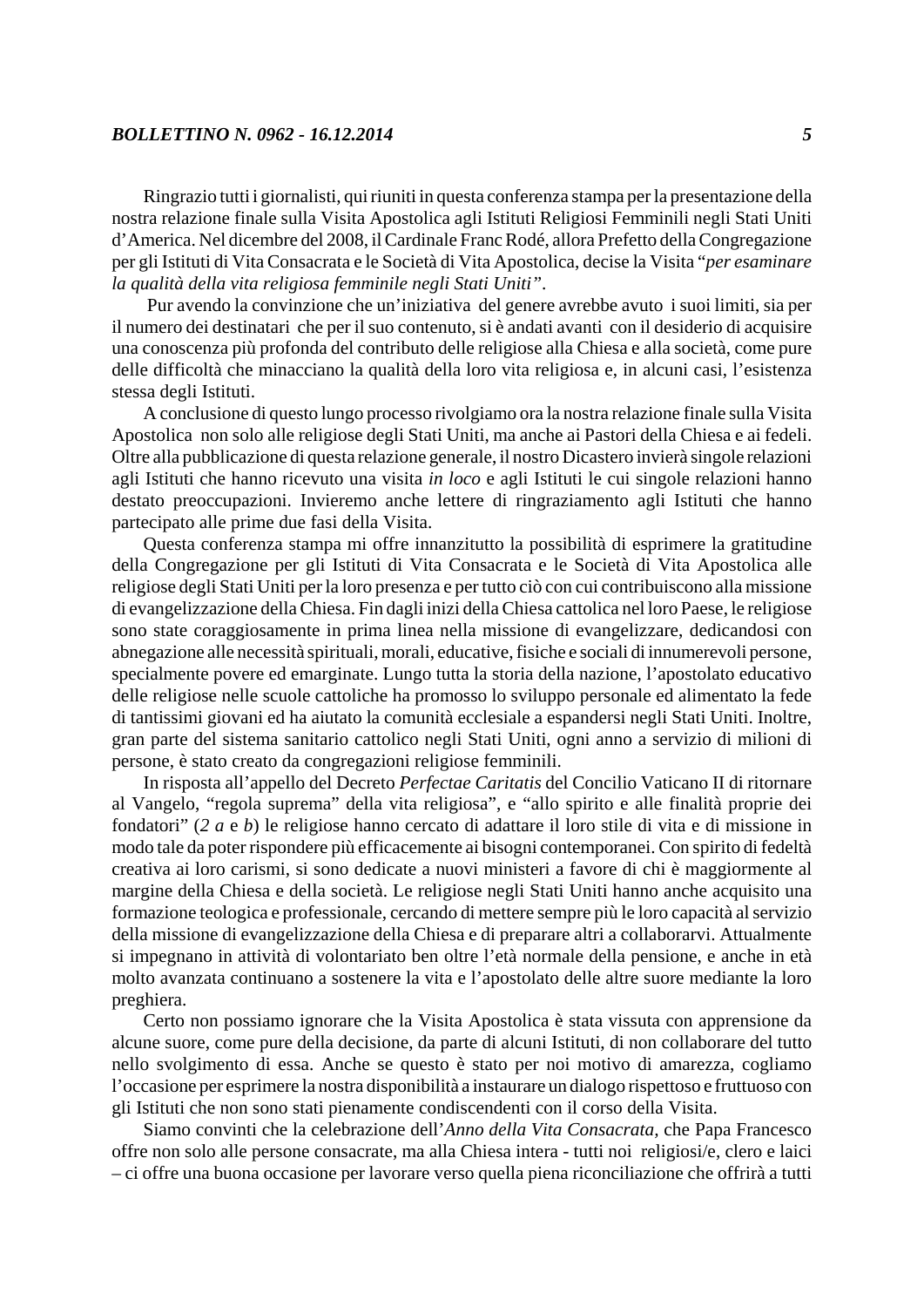Ringrazio tutti i giornalisti, qui riuniti in questa conferenza stampa per la presentazione della nostra relazione finale sulla Visita Apostolica agli Istituti Religiosi Femminili negli Stati Uniti d'America. Nel dicembre del 2008, il Cardinale Franc Rodé, allora Prefetto della Congregazione per gli Istituti di Vita Consacrata e le Società di Vita Apostolica, decise la Visita "*per esaminare la qualità della vita religiosa femminile negli Stati Uniti*".

Pur avendo la convinzione che un'iniziativa del genere avrebbe avuto i suoi limiti, sia per il numero dei destinatari che per il suo contenuto, si è andati avanti con il desiderio di acquisire una conoscenza più profonda del contributo delle religiose alla Chiesa e alla società, come pure delle difficoltà che minacciano la qualità della loro vita religiosa e, in alcuni casi, l'esistenza stessa degli Istituti.

A conclusione di questo lungo processo rivolgiamo ora la nostra relazione finale sulla Visita Apostolica non solo alle religiose degli Stati Uniti, ma anche ai Pastori della Chiesa e ai fedeli. Oltre alla pubblicazione di questa relazione generale, il nostro Dicastero invierà singole relazioni agli Istituti che hanno ricevuto una visita *in loco* e agli Istituti le cui singole relazioni hanno destato preoccupazioni. Invieremo anche lettere di ringraziamento agli Istituti che hanno partecipato alle prime due fasi della Visita.

Questa conferenza stampa mi offre innanzitutto la possibilità di esprimere la gratitudine della Congregazione per gli Istituti di Vita Consacrata e le Società di Vita Apostolica alle religiose degli Stati Uniti per la loro presenza e per tutto ciò con cui contribuiscono alla missione di evangelizzazione della Chiesa. Fin dagli inizi della Chiesa cattolica nel loro Paese, le religiose sono state coraggiosamente in prima linea nella missione di evangelizzare, dedicandosi con abnegazione alle necessità spirituali, morali, educative, fisiche e sociali di innumerevoli persone, specialmente povere ed emarginate. Lungo tutta la storia della nazione, l'apostolato educativo delle religiose nelle scuole cattoliche ha promosso lo sviluppo personale ed alimentato la fede di tantissimi giovani ed ha aiutato la comunità ecclesiale a espandersi negli Stati Uniti. Inoltre, gran parte del sistema sanitario cattolico negli Stati Uniti, ogni anno a servizio di milioni di persone, è stato creato da congregazioni religiose femminili.

In risposta all'appello del Decreto *Perfectae Caritatis* del Concilio Vaticano II di ritornare al Vangelo, "regola suprema" della vita religiosa", e "allo spirito e alle finalità proprie dei fondatori" (*2 a* e *b*) le religiose hanno cercato di adattare il loro stile di vita e di missione in modo tale da poter rispondere più efficacemente ai bisogni contemporanei. Con spirito di fedeltà creativa ai loro carismi, si sono dedicate a nuovi ministeri a favore di chi è maggiormente al margine della Chiesa e della società. Le religiose negli Stati Uniti hanno anche acquisito una formazione teologica e professionale, cercando di mettere sempre più le loro capacità al servizio della missione di evangelizzazione della Chiesa e di preparare altri a collaborarvi. Attualmente si impegnano in attività di volontariato ben oltre l'età normale della pensione, e anche in età molto avanzata continuano a sostenere la vita e l'apostolato delle altre suore mediante la loro preghiera.

Certo non possiamo ignorare che la Visita Apostolica è stata vissuta con apprensione da alcune suore, come pure della decisione, da parte di alcuni Istituti, di non collaborare del tutto nello svolgimento di essa. Anche se questo è stato per noi motivo di amarezza, cogliamo l'occasione per esprimere la nostra disponibilità a instaurare un dialogo rispettoso e fruttuoso con gli Istituti che non sono stati pienamente condiscendenti con il corso della Visita.

Siamo convinti che la celebrazione dell'*Anno della Vita Consacrata*, che Papa Francesco offre non solo alle persone consacrate, ma alla Chiesa intera - tutti noi religiosi/e, clero e laici – ci offre una buona occasione per lavorare verso quella piena riconciliazione che offrirà a tutti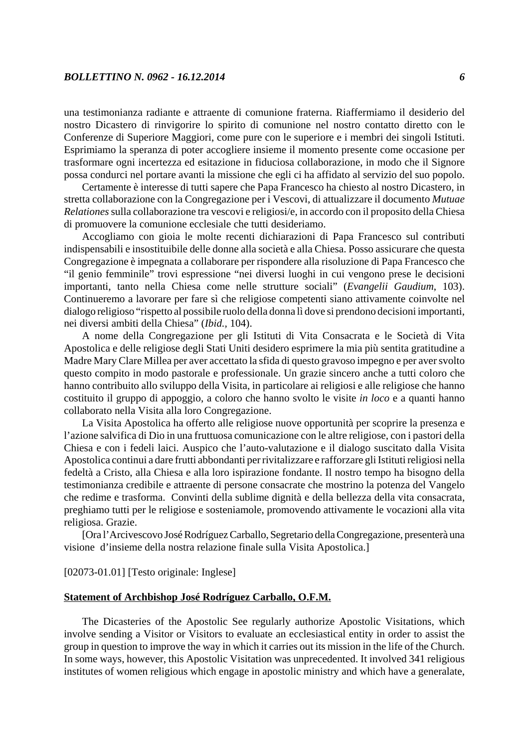una testimonianza radiante e attraente di comunione fraterna. Riaffermiamo il desiderio del nostro Dicastero di rinvigorire lo spirito di comunione nel nostro contatto diretto con le Conferenze di Superiore Maggiori, come pure con le superiore e i membri dei singoli Istituti. Esprimiamo la speranza di poter accogliere insieme il momento presente come occasione per trasformare ogni incertezza ed esitazione in fiduciosa collaborazione, in modo che il Signore possa condurci nel portare avanti la missione che egli ci ha affidato al servizio del suo popolo.

Certamente è interesse di tutti sapere che Papa Francesco ha chiesto al nostro Dicastero, in stretta collaborazione con la Congregazione per i Vescovi, di attualizzare il documento *Mutuae Relationes* sulla collaborazione tra vescovi e religiosi/e, in accordo con il proposito della Chiesa di promuovere la comunione ecclesiale che tutti desideriamo.

Accogliamo con gioia le molte recenti dichiarazioni di Papa Francesco sul contributi indispensabili e insostituibile delle donne alla società e alla Chiesa. Posso assicurare che questa Congregazione è impegnata a collaborare per rispondere alla risoluzione di Papa Francesco che "il genio femminile" trovi espressione "nei diversi luoghi in cui vengono prese le decisioni importanti, tanto nella Chiesa come nelle strutture sociali" (*Evangelii Gaudium*, 103). Continueremo a lavorare per fare sì che religiose competenti siano attivamente coinvolte nel dialogo religioso "rispetto al possibile ruolo della donna lì dove si prendono decisioni importanti, nei diversi ambiti della Chiesa" (*Ibid.*, 104).

A nome della Congregazione per gli Istituti di Vita Consacrata e le Società di Vita Apostolica e delle religiose degli Stati Uniti desidero esprimere la mia più sentita gratitudine a Madre Mary Clare Millea per aver accettato la sfida di questo gravoso impegno e per aver svolto questo compito in modo pastorale e professionale. Un grazie sincero anche a tutti coloro che hanno contribuito allo sviluppo della Visita, in particolare ai religiosi e alle religiose che hanno costituito il gruppo di appoggio, a coloro che hanno svolto le visite *in loco* e a quanti hanno collaborato nella Visita alla loro Congregazione.

La Visita Apostolica ha offerto alle religiose nuove opportunità per scoprire la presenza e l'azione salvifica di Dio in una fruttuosa comunicazione con le altre religiose, con i pastori della Chiesa e con i fedeli laici. Auspico che l'auto-valutazione e il dialogo suscitato dalla Visita Apostolica continui a dare frutti abbondanti per rivitalizzare e rafforzare gli Istituti religiosi nella fedeltà a Cristo, alla Chiesa e alla loro ispirazione fondante. Il nostro tempo ha bisogno della testimonianza credibile e attraente di persone consacrate che mostrino la potenza del Vangelo che redime e trasforma. Convinti della sublime dignità e della bellezza della vita consacrata, preghiamo tutti per le religiose e sosteniamole, promovendo attivamente le vocazioni alla vita religiosa. Grazie.

[Ora l'Arcivescovo José Rodríguez Carballo, Segretario della Congregazione, presenterà una visione d'insieme della nostra relazione finale sulla Visita Apostolica.]

[02073-01.01] [Testo originale: Inglese]

**Statement of Archbishop José Rodríguez Carballo, O.F.M.**

The Dicasteries of the Apostolic See regularly authorize Apostolic Visitations, which involve sending a Visitor or Visitors to evaluate an ecclesiastical entity in order to assist the group in question to improve the way in which it carries out its mission in the life of the Church. In some ways, however, this Apostolic Visitation was unprecedented. It involved 341 religious institutes of women religious which engage in apostolic ministry and which have a generalate,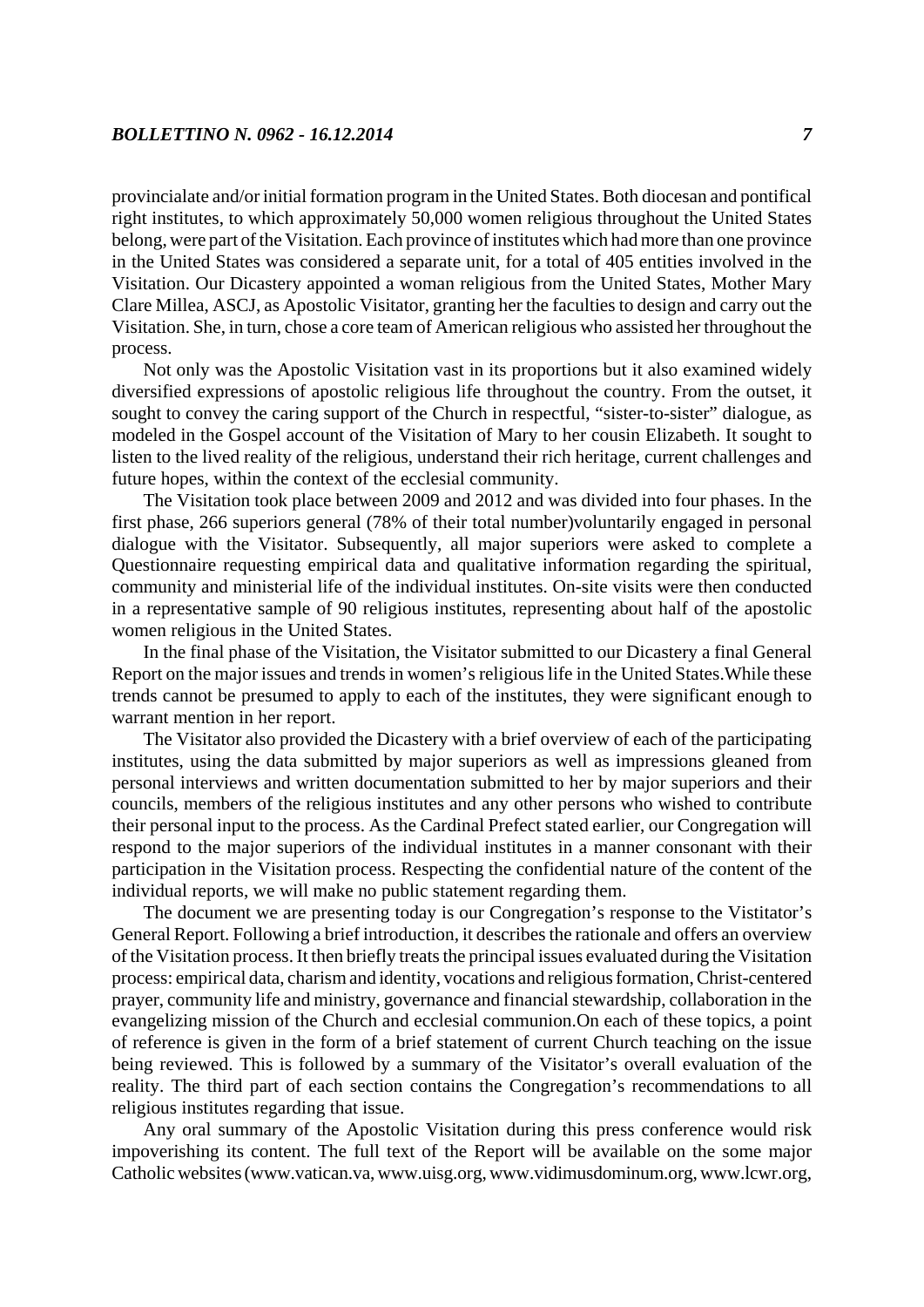provincialate and/or initial formation program in the United States. Both diocesan and pontifical right institutes, to which approximately 50,000 women religious throughout the United States belong, were part of the Visitation. Each province of institutes which had more than one province in the United States was considered a separate unit, for a total of 405 entities involved in the Visitation. Our Dicastery appointed a woman religious from the United States, Mother Mary Clare Millea, ASCJ, as Apostolic Visitator, granting her the faculties to design and carry out the Visitation. She, in turn, chose a core team of American religious who assisted her throughout the process.

Not only was the Apostolic Visitation vast in its proportions but it also examined widely diversified expressions of apostolic religious life throughout the country. From the outset, it sought to convey the caring support of the Church in respectful, "sister-to-sister" dialogue, as modeled in the Gospel account of the Visitation of Mary to her cousin Elizabeth. It sought to listen to the lived reality of the religious, understand their rich heritage, current challenges and future hopes, within the context of the ecclesial community.

The Visitation took place between 2009 and 2012 and was divided into four phases. In the first phase, 266 superiors general (78% of their total number)voluntarily engaged in personal dialogue with the Visitator. Subsequently, all major superiors were asked to complete a Questionnaire requesting empirical data and qualitative information regarding the spiritual, community and ministerial life of the individual institutes. On-site visits were then conducted in a representative sample of 90 religious institutes, representing about half of the apostolic women religious in the United States.

In the final phase of the Visitation, the Visitator submitted to our Dicastery a final General Report on the major issues and trends in women's religious life in the United States.While these trends cannot be presumed to apply to each of the institutes, they were significant enough to warrant mention in her report.

The Visitator also provided the Dicastery with a brief overview of each of the participating institutes, using the data submitted by major superiors as well as impressions gleaned from personal interviews and written documentation submitted to her by major superiors and their councils, members of the religious institutes and any other persons who wished to contribute their personal input to the process. As the Cardinal Prefect stated earlier, our Congregation will respond to the major superiors of the individual institutes in a manner consonant with their participation in the Visitation process. Respecting the confidential nature of the content of the individual reports, we will make no public statement regarding them.

The document we are presenting today is our Congregation's response to the Vistitator's General Report. Following a brief introduction, it describes the rationale and offers an overview of the Visitation process. It then briefly treats the principal issues evaluated during the Visitation process: empirical data, charism and identity, vocations and religious formation, Christ-centered prayer, community life and ministry, governance and financial stewardship, collaboration in the evangelizing mission of the Church and ecclesial communion.On each of these topics, a point of reference is given in the form of a brief statement of current Church teaching on the issue being reviewed. This is followed by a summary of the Visitator's overall evaluation of the reality. The third part of each section contains the Congregation's recommendations to all religious institutes regarding that issue.

Any oral summary of the Apostolic Visitation during this press conference would risk impoverishing its content. The full text of the Report will be available on the some major Catholic websites (www.vatican.va, www.uisg.org, www.vidimusdominum.org, www.lcwr.org,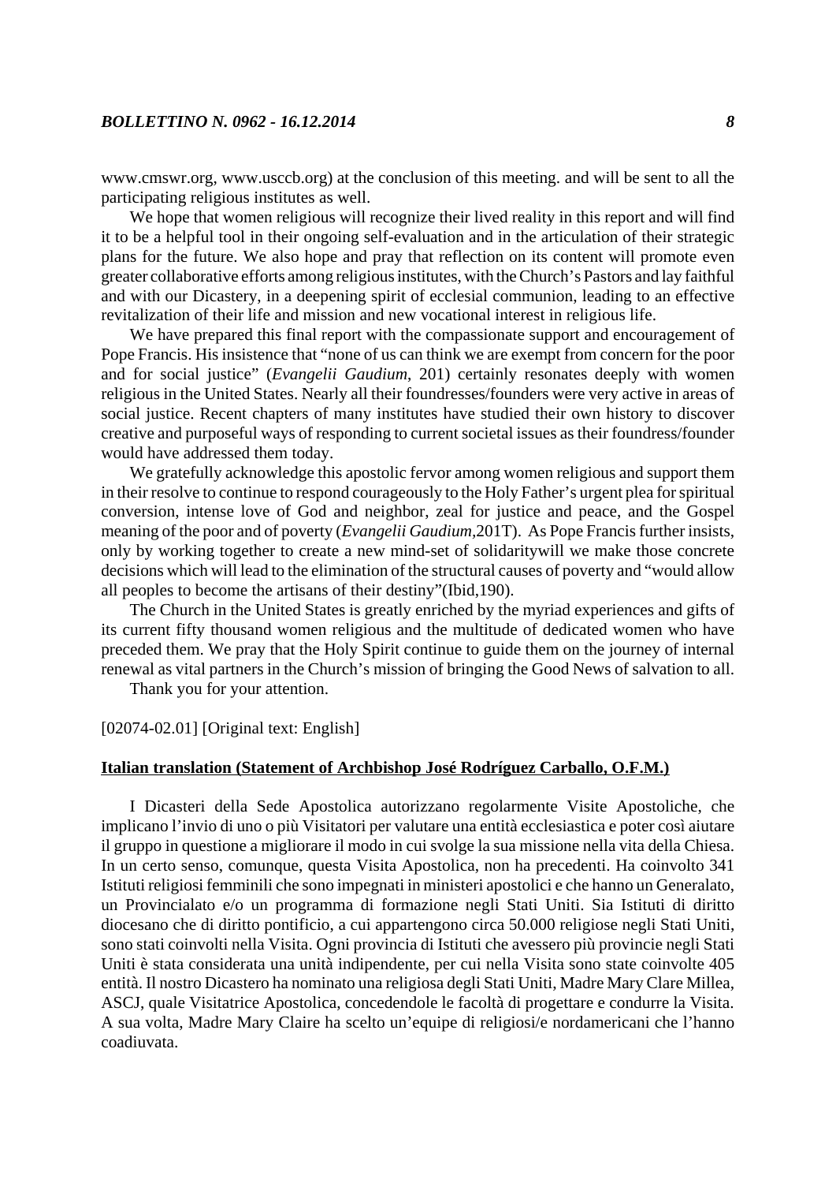www.cmswr.org, www.usccb.org) at the conclusion of this meeting. and will be sent to all the participating religious institutes as well.

We hope that women religious will recognize their lived reality in this report and will find it to be a helpful tool in their ongoing self-evaluation and in the articulation of their strategic plans for the future. We also hope and pray that reflection on its content will promote even greater collaborative efforts among religious institutes, with the Church's Pastors and lay faithful and with our Dicastery, in a deepening spirit of ecclesial communion, leading to an effective revitalization of their life and mission and new vocational interest in religious life.

We have prepared this final report with the compassionate support and encouragement of Pope Francis. His insistence that "none of us can think we are exempt from concern for the poor and for social justice" (*Evangelii Gaudium*, 201) certainly resonates deeply with women religious in the United States. Nearly all their foundresses/founders were very active in areas of social justice. Recent chapters of many institutes have studied their own history to discover creative and purposeful ways of responding to current societal issues as their foundress/founder would have addressed them today.

We gratefully acknowledge this apostolic fervor among women religious and support them in their resolve to continue to respond courageously to the Holy Father's urgent plea for spiritual conversion, intense love of God and neighbor, zeal for justice and peace, and the Gospel meaning of the poor and of poverty (*Evangelii Gaudium*,201T). As Pope Francis further insists, only by working together to create a new mind-set of solidaritywill we make those concrete decisions which will lead to the elimination of the structural causes of poverty and "would allow all peoples to become the artisans of their destiny"(Ibid,190).

The Church in the United States is greatly enriched by the myriad experiences and gifts of its current fifty thousand women religious and the multitude of dedicated women who have preceded them. We pray that the Holy Spirit continue to guide them on the journey of internal renewal as vital partners in the Church's mission of bringing the Good News of salvation to all.

Thank you for your attention.

[02074-02.01] [Original text: English]

**Italian translation (Statement of Archbishop José Rodríguez Carballo, O.F.M.)**

I Dicasteri della Sede Apostolica autorizzano regolarmente Visite Apostoliche, che implicano l'invio di uno o più Visitatori per valutare una entità ecclesiastica e poter così aiutare il gruppo in questione a migliorare il modo in cui svolge la sua missione nella vita della Chiesa. In un certo senso, comunque, questa Visita Apostolica, non ha precedenti. Ha coinvolto 341 Istituti religiosi femminili che sono impegnati in ministeri apostolici e che hanno un Generalato, un Provincialato e/o un programma di formazione negli Stati Uniti. Sia Istituti di diritto diocesano che di diritto pontificio, a cui appartengono circa 50.000 religiose negli Stati Uniti, sono stati coinvolti nella Visita. Ogni provincia di Istituti che avessero più provincie negli Stati Uniti è stata considerata una unità indipendente, per cui nella Visita sono state coinvolte 405 entità. Il nostro Dicastero ha nominato una religiosa degli Stati Uniti, Madre Mary Clare Millea, ASCJ, quale Visitatrice Apostolica, concedendole le facoltà di progettare e condurre la Visita. A sua volta, Madre Mary Claire ha scelto un'equipe di religiosi/e nordamericani che l'hanno coadiuvata.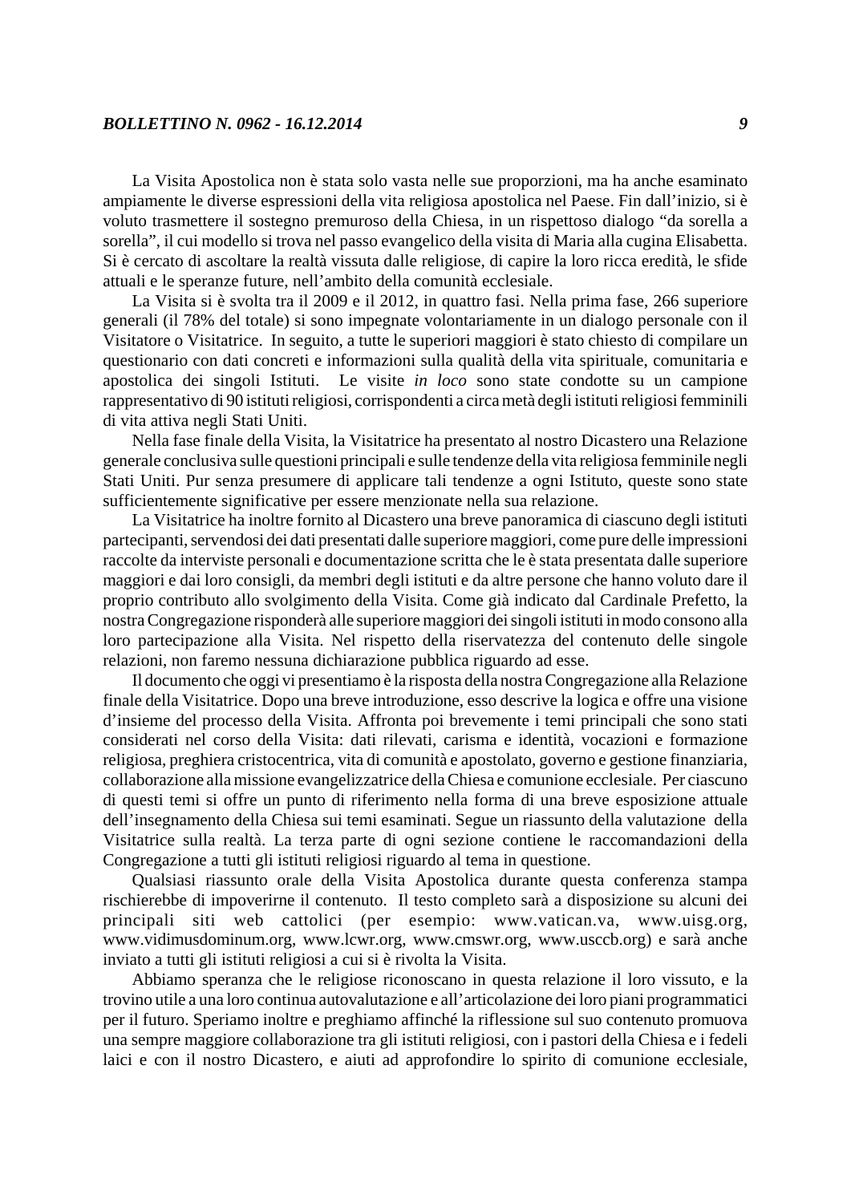La Visita Apostolica non è stata solo vasta nelle sue proporzioni, ma ha anche esaminato ampiamente le diverse espressioni della vita religiosa apostolica nel Paese. Fin dall'inizio, si è voluto trasmettere il sostegno premuroso della Chiesa, in un rispettoso dialogo "da sorella a sorella", il cui modello si trova nel passo evangelico della visita di Maria alla cugina Elisabetta. Si è cercato di ascoltare la realtà vissuta dalle religiose, di capire la loro ricca eredità, le sfide attuali e le speranze future, nell'ambito della comunità ecclesiale.

La Visita si è svolta tra il 2009 e il 2012, in quattro fasi. Nella prima fase, 266 superiore generali (il 78% del totale) si sono impegnate volontariamente in un dialogo personale con il Visitatore o Visitatrice. In seguito, a tutte le superiori maggiori è stato chiesto di compilare un questionario con dati concreti e informazioni sulla qualità della vita spirituale, comunitaria e apostolica dei singoli Istituti. Le visite *in loco* sono state condotte su un campione rappresentativo di 90 istituti religiosi, corrispondenti a circa metà degli istituti religiosi femminili di vita attiva negli Stati Uniti.

Nella fase finale della Visita, la Visitatrice ha presentato al nostro Dicastero una Relazione generale conclusiva sulle questioni principali e sulle tendenze della vita religiosa femminile negli Stati Uniti. Pur senza presumere di applicare tali tendenze a ogni Istituto, queste sono state sufficientemente significative per essere menzionate nella sua relazione.

La Visitatrice ha inoltre fornito al Dicastero una breve panoramica di ciascuno degli istituti partecipanti, servendosi dei dati presentati dalle superiore maggiori, come pure delle impressioni raccolte da interviste personali e documentazione scritta che le è stata presentata dalle superiore maggiori e dai loro consigli, da membri degli istituti e da altre persone che hanno voluto dare il proprio contributo allo svolgimento della Visita. Come già indicato dal Cardinale Prefetto, la nostra Congregazione risponderà alle superiore maggiori dei singoli istituti in modo consono alla loro partecipazione alla Visita. Nel rispetto della riservatezza del contenuto delle singole relazioni, non faremo nessuna dichiarazione pubblica riguardo ad esse.

Il documento che oggi vi presentiamo è la risposta della nostra Congregazione alla Relazione finale della Visitatrice. Dopo una breve introduzione, esso descrive la logica e offre una visione d'insieme del processo della Visita. Affronta poi brevemente i temi principali che sono stati considerati nel corso della Visita: dati rilevati, carisma e identità, vocazioni e formazione religiosa, preghiera cristocentrica, vita di comunità e apostolato, governo e gestione finanziaria, collaborazione alla missione evangelizzatrice della Chiesa e comunione ecclesiale. Per ciascuno di questi temi si offre un punto di riferimento nella forma di una breve esposizione attuale dell'insegnamento della Chiesa sui temi esaminati. Segue un riassunto della valutazione della Visitatrice sulla realtà. La terza parte di ogni sezione contiene le raccomandazioni della Congregazione a tutti gli istituti religiosi riguardo al tema in questione.

Qualsiasi riassunto orale della Visita Apostolica durante questa conferenza stampa rischierebbe di impoverirne il contenuto. Il testo completo sarà a disposizione su alcuni dei principali siti web cattolici (per esempio: www.vatican.va, www.uisg.org, www.vidimusdominum.org, www.lcwr.org, www.cmswr.org, www.usccb.org) e sarà anche inviato a tutti gli istituti religiosi a cui si è rivolta la Visita.

Abbiamo speranza che le religiose riconoscano in questa relazione il loro vissuto, e la trovino utile a una loro continua autovalutazione e all'articolazione dei loro piani programmatici per il futuro. Speriamo inoltre e preghiamo affinché la riflessione sul suo contenuto promuova una sempre maggiore collaborazione tra gli istituti religiosi, con i pastori della Chiesa e i fedeli laici e con il nostro Dicastero, e aiuti ad approfondire lo spirito di comunione ecclesiale,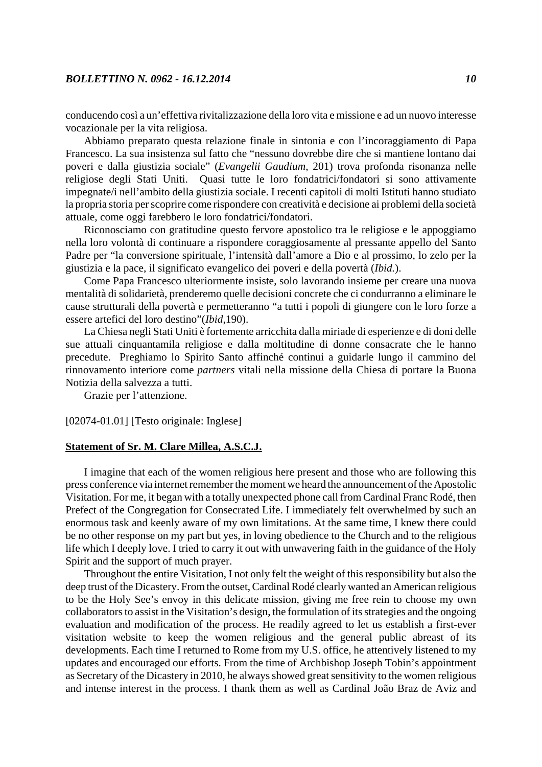conducendo così a un'effettiva rivitalizzazione della loro vita e missione e ad un nuovo interesse vocazionale per la vita religiosa.

Abbiamo preparato questa relazione finale in sintonia e con l'incoraggiamento di Papa Francesco. La sua insistenza sul fatto che "nessuno dovrebbe dire che si mantiene lontano dai poveri e dalla giustizia sociale" (*Evangelii Gaudium*, 201) trova profonda risonanza nelle religiose degli Stati Uniti. Quasi tutte le loro fondatrici/fondatori si sono attivamente impegnate/i nell'ambito della giustizia sociale. I recenti capitoli di molti Istituti hanno studiato la propria storia per scoprire come rispondere con creatività e decisione ai problemi della società attuale, come oggi farebbero le loro fondatrici/fondatori.

Riconosciamo con gratitudine questo fervore apostolico tra le religiose e le appoggiamo nella loro volontà di continuare a rispondere coraggiosamente al pressante appello del Santo Padre per "la conversione spirituale, l'intensità dall'amore a Dio e al prossimo, lo zelo per la giustizia e la pace, il significato evangelico dei poveri e della povertà (*Ibid.*).

Come Papa Francesco ulteriormente insiste, solo lavorando insieme per creare una nuova mentalità di solidarietà, prenderemo quelle decisioni concrete che ci condurranno a eliminare le cause strutturali della povertà e permetteranno "a tutti i popoli di giungere con le loro forze a essere artefici del loro destino"(*Ibid*,190).

La Chiesa negli Stati Uniti è fortemente arricchita dalla miriade di esperienze e di doni delle sue attuali cinquantamila religiose e dalla moltitudine di donne consacrate che le hanno precedute. Preghiamo lo Spirito Santo affinché continui a guidarle lungo il cammino del rinnovamento interiore come *partners* vitali nella missione della Chiesa di portare la Buona Notizia della salvezza a tutti.

Grazie per l'attenzione.

[02074-01.01] [Testo originale: Inglese]

**Statement of Sr. M. Clare Millea, A.S.C.J.**

I imagine that each of the women religious here present and those who are following this press conference via internet remember the moment we heard the announcement of the Apostolic Visitation. For me, it began with a totally unexpected phone call from Cardinal Franc Rodé, then Prefect of the Congregation for Consecrated Life. I immediately felt overwhelmed by such an enormous task and keenly aware of my own limitations. At the same time, I knew there could be no other response on my part but yes, in loving obedience to the Church and to the religious life which I deeply love. I tried to carry it out with unwavering faith in the guidance of the Holy Spirit and the support of much prayer.

Throughout the entire Visitation, I not only felt the weight of this responsibility but also the deep trust of the Dicastery. From the outset, Cardinal Rodé clearly wanted an American religious to be the Holy See's envoy in this delicate mission, giving me free rein to choose my own collaborators to assist in the Visitation's design, the formulation of its strategies and the ongoing evaluation and modification of the process. He readily agreed to let us establish a first-ever visitation website to keep the women religious and the general public abreast of its developments. Each time I returned to Rome from my U.S. office, he attentively listened to my updates and encouraged our efforts. From the time of Archbishop Joseph Tobin's appointment as Secretary of the Dicastery in 2010, he always showed great sensitivity to the women religious and intense interest in the process. I thank them as well as Cardinal João Braz de Aviz and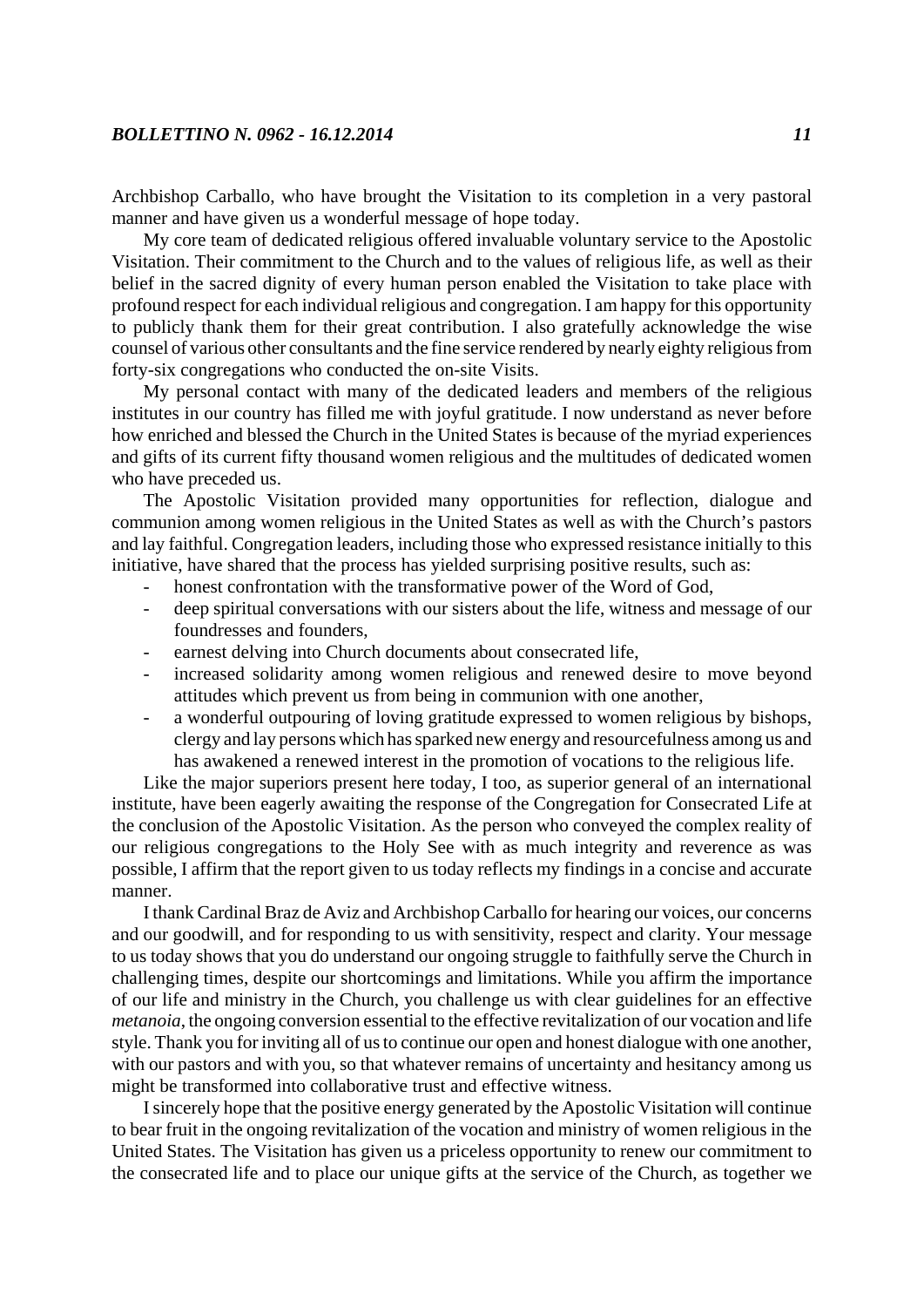Archbishop Carballo, who have brought the Visitation to its completion in a very pastoral manner and have given us a wonderful message of hope today.

My core team of dedicated religious offered invaluable voluntary service to the Apostolic Visitation. Their commitment to the Church and to the values of religious life, as well as their belief in the sacred dignity of every human person enabled the Visitation to take place with profound respect for each individual religious and congregation. I am happy for this opportunity to publicly thank them for their great contribution. I also gratefully acknowledge the wise counsel of various other consultants and the fine service rendered by nearly eighty religious from forty-six congregations who conducted the on-site Visits.

My personal contact with many of the dedicated leaders and members of the religious institutes in our country has filled me with joyful gratitude. I now understand as never before how enriched and blessed the Church in the United States is because of the myriad experiences and gifts of its current fifty thousand women religious and the multitudes of dedicated women who have preceded us.

The Apostolic Visitation provided many opportunities for reflection, dialogue and communion among women religious in the United States as well as with the Church's pastors and lay faithful. Congregation leaders, including those who expressed resistance initially to this initiative, have shared that the process has yielded surprising positive results, such as:

- honest confrontation with the transformative power of the Word of God,
- deep spiritual conversations with our sisters about the life, witness and message of our foundresses and founders,
- earnest delving into Church documents about consecrated life,
- increased solidarity among women religious and renewed desire to move beyond attitudes which prevent us from being in communion with one another,
- a wonderful outpouring of loving gratitude expressed to women religious by bishops, clergy and lay persons which has sparked new energy and resourcefulness among us and has awakened a renewed interest in the promotion of vocations to the religious life.

Like the major superiors present here today, I too, as superior general of an international institute, have been eagerly awaiting the response of the Congregation for Consecrated Life at the conclusion of the Apostolic Visitation. As the person who conveyed the complex reality of our religious congregations to the Holy See with as much integrity and reverence as was possible, I affirm that the report given to us today reflects my findings in a concise and accurate manner.

I thank Cardinal Braz de Aviz and Archbishop Carballo for hearing our voices, our concerns and our goodwill, and for responding to us with sensitivity, respect and clarity. Your message to us today shows that you do understand our ongoing struggle to faithfully serve the Church in challenging times, despite our shortcomings and limitations. While you affirm the importance of our life and ministry in the Church, you challenge us with clear guidelines for an effective *metanoia*, the ongoing conversion essential to the effective revitalization of our vocation and life style. Thank you for inviting all of us to continue our open and honest dialogue with one another, with our pastors and with you, so that whatever remains of uncertainty and hesitancy among us might be transformed into collaborative trust and effective witness.

I sincerely hope that the positive energy generated by the Apostolic Visitation will continue to bear fruit in the ongoing revitalization of the vocation and ministry of women religious in the United States. The Visitation has given us a priceless opportunity to renew our commitment to the consecrated life and to place our unique gifts at the service of the Church, as together we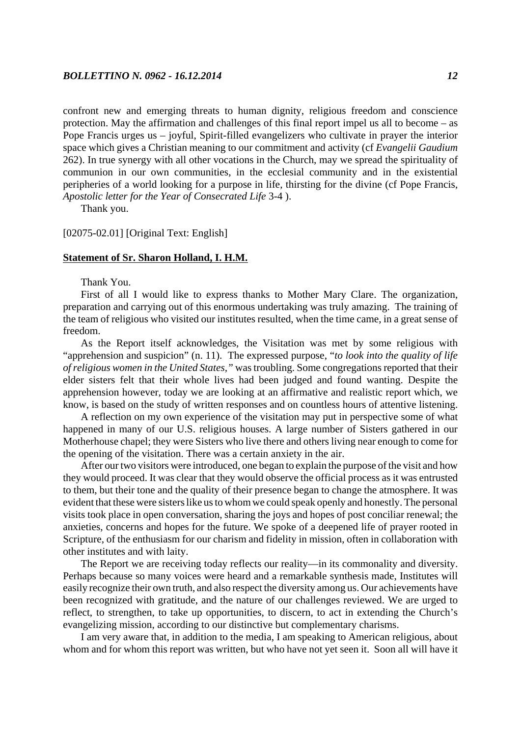confront new and emerging threats to human dignity, religious freedom and conscience protection. May the affirmation and challenges of this final report impel us all to become – as Pope Francis urges us – joyful, Spirit-filled evangelizers who cultivate in prayer the interior space which gives a Christian meaning to our commitment and activity (cf *Evangelii Gaudium* 262). In true synergy with all other vocations in the Church, may we spread the spirituality of communion in our own communities, in the ecclesial community and in the existential peripheries of a world looking for a purpose in life, thirsting for the divine (cf Pope Francis, *Apostolic letter for the Year of Consecrated Life* 3-4 ).

Thank you.

[02075-02.01] [Original Text: English]

**Statement of Sr. Sharon Holland, I. H.M.**

Thank You.

First of all I would like to express thanks to Mother Mary Clare. The organization, preparation and carrying out of this enormous undertaking was truly amazing. The training of the team of religious who visited our institutes resulted, when the time came, in a great sense of freedom.

As the Report itself acknowledges, the Visitation was met by some religious with "apprehension and suspicion" (n. 11). The expressed purpose, "*to look into the quality of life of religious women in the United States,"* was troubling. Some congregations reported that their elder sisters felt that their whole lives had been judged and found wanting. Despite the apprehension however, today we are looking at an affirmative and realistic report which, we know, is based on the study of written responses and on countless hours of attentive listening.

A reflection on my own experience of the visitation may put in perspective some of what happened in many of our U.S. religious houses. A large number of Sisters gathered in our Motherhouse chapel; they were Sisters who live there and others living near enough to come for the opening of the visitation. There was a certain anxiety in the air.

After our two visitors were introduced, one began to explain the purpose of the visit and how they would proceed. It was clear that they would observe the official process as it was entrusted to them, but their tone and the quality of their presence began to change the atmosphere. It was evident that these were sisters like us to whom we could speak openly and honestly. The personal visits took place in open conversation, sharing the joys and hopes of post conciliar renewal; the anxieties, concerns and hopes for the future. We spoke of a deepened life of prayer rooted in Scripture, of the enthusiasm for our charism and fidelity in mission, often in collaboration with other institutes and with laity.

The Report we are receiving today reflects our reality—in its commonality and diversity. Perhaps because so many voices were heard and a remarkable synthesis made, Institutes will easily recognize their own truth, and also respect the diversity among us. Our achievements have been recognized with gratitude, and the nature of our challenges reviewed. We are urged to reflect, to strengthen, to take up opportunities, to discern, to act in extending the Church's evangelizing mission, according to our distinctive but complementary charisms.

I am very aware that, in addition to the media, I am speaking to American religious, about whom and for whom this report was written, but who have not yet seen it. Soon all will have it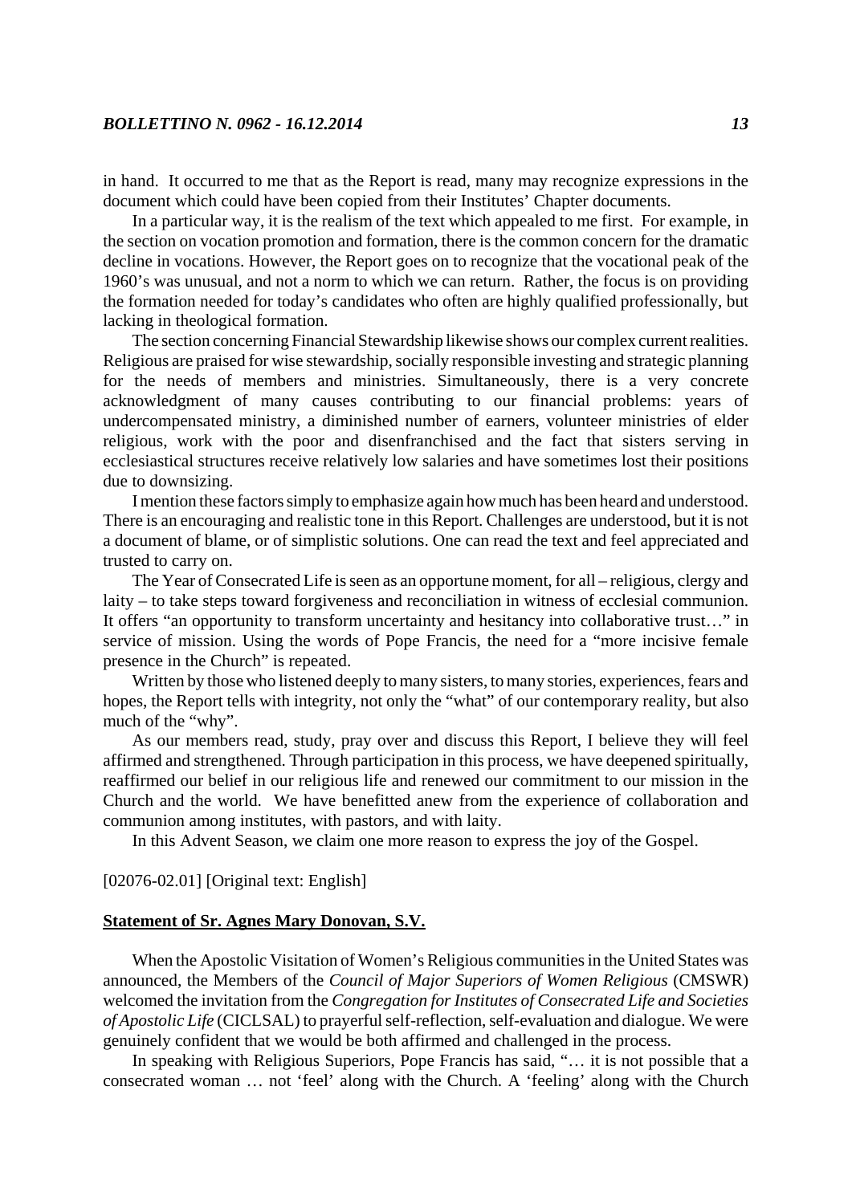in hand. It occurred to me that as the Report is read, many may recognize expressions in the document which could have been copied from their Institutes' Chapter documents.

In a particular way, it is the realism of the text which appealed to me first. For example, in the section on vocation promotion and formation, there is the common concern for the dramatic decline in vocations. However, the Report goes on to recognize that the vocational peak of the 1960's was unusual, and not a norm to which we can return. Rather, the focus is on providing the formation needed for today's candidates who often are highly qualified professionally, but lacking in theological formation.

The section concerning Financial Stewardship likewise shows our complex current realities. Religious are praised for wise stewardship, socially responsible investing and strategic planning for the needs of members and ministries. Simultaneously, there is a very concrete acknowledgment of many causes contributing to our financial problems: years of undercompensated ministry, a diminished number of earners, volunteer ministries of elder religious, work with the poor and disenfranchised and the fact that sisters serving in ecclesiastical structures receive relatively low salaries and have sometimes lost their positions due to downsizing.

I mention these factors simply to emphasize again how much has been heard and understood. There is an encouraging and realistic tone in this Report. Challenges are understood, but it is not a document of blame, or of simplistic solutions. One can read the text and feel appreciated and trusted to carry on.

The Year of Consecrated Life is seen as an opportune moment, for all – religious, clergy and laity – to take steps toward forgiveness and reconciliation in witness of ecclesial communion. It offers "an opportunity to transform uncertainty and hesitancy into collaborative trust…" in service of mission. Using the words of Pope Francis, the need for a "more incisive female presence in the Church" is repeated.

Written by those who listened deeply to many sisters, to many stories, experiences, fears and hopes, the Report tells with integrity, not only the "what" of our contemporary reality, but also much of the "why".

As our members read, study, pray over and discuss this Report, I believe they will feel affirmed and strengthened. Through participation in this process, we have deepened spiritually, reaffirmed our belief in our religious life and renewed our commitment to our mission in the Church and the world. We have benefitted anew from the experience of collaboration and communion among institutes, with pastors, and with laity.

In this Advent Season, we claim one more reason to express the joy of the Gospel.

[02076-02.01] [Original text: English]

**Statement of Sr. Agnes Mary Donovan, S.V.**

When the Apostolic Visitation of Women's Religious communities in the United States was announced, the Members of the *Council of Major Superiors of Women Religious* (CMSWR) welcomed the invitation from the *Congregation for Institutes of Consecrated Life and Societies of Apostolic Life* (CICLSAL) to prayerful self-reflection, self-evaluation and dialogue. We were genuinely confident that we would be both affirmed and challenged in the process.

In speaking with Religious Superiors, Pope Francis has said, "… it is not possible that a consecrated woman … not 'feel' along with the Church. A 'feeling' along with the Church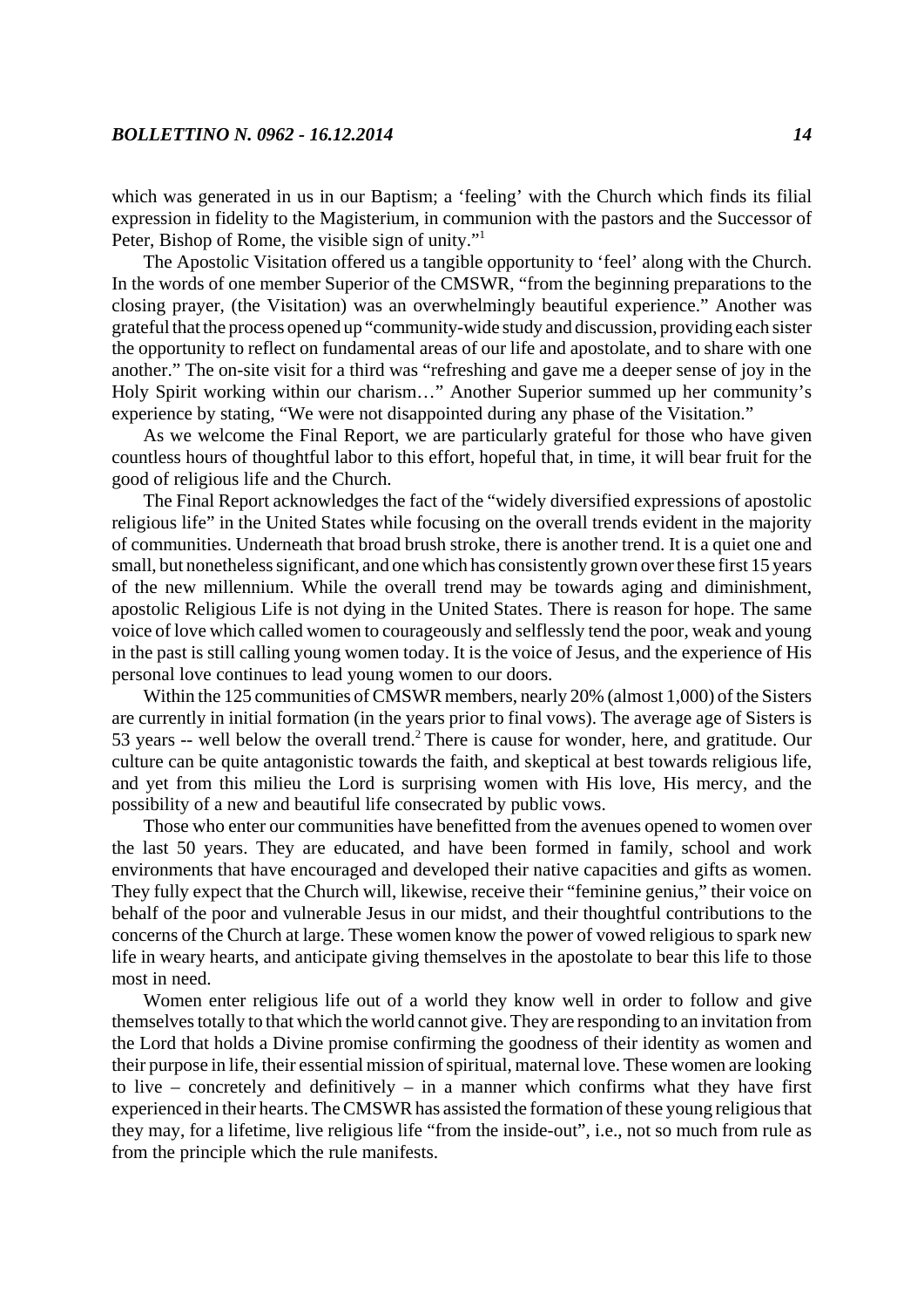which was generated in us in our Baptism; a 'feeling' with the Church which finds its filial expression in fidelity to the Magisterium, in communion with the pastors and the Successor of Peter, Bishop of Rome, the visible sign of unity."[1]

The Apostolic Visitation offered us a tangible opportunity to 'feel' along with the Church. In the words of one member Superior of the CMSWR, "from the beginning preparations to the closing prayer, (the Visitation) was an overwhelmingly beautiful experience." Another was grateful that the process opened up "community-wide study and discussion, providing each sister the opportunity to reflect on fundamental areas of our life and apostolate, and to share with one another." The on-site visit for a third was "refreshing and gave me a deeper sense of joy in the Holy Spirit working within our charism…" Another Superior summed up her community's experience by stating, "We were not disappointed during any phase of the Visitation."

As we welcome the Final Report, we are particularly grateful for those who have given countless hours of thoughtful labor to this effort, hopeful that, in time, it will bear fruit for the good of religious life and the Church.

The Final Report acknowledges the fact of the "widely diversified expressions of apostolic religious life" in the United States while focusing on the overall trends evident in the majority of communities. Underneath that broad brush stroke, there is another trend. It is a quiet one and small, but nonetheless significant, and one which has consistently grown over these first 15 years of the new millennium. While the overall trend may be towards aging and diminishment, apostolic Religious Life is not dying in the United States. There is reason for hope. The same voice of love which called women to courageously and selflessly tend the poor, weak and young in the past is still calling young women today. It is the voice of Jesus, and the experience of His personal love continues to lead young women to our doors.

Within the 125 communities of CMSWR members, nearly 20% (almost 1,000) of the Sisters are currently in initial formation (in the years prior to final vows). The average age of Sisters is 53 years -- well below the overall trend.[2] There is cause for wonder, here, and gratitude. Our culture can be quite antagonistic towards the faith, and skeptical at best towards religious life, and yet from this milieu the Lord is surprising women with His love, His mercy, and the possibility of a new and beautiful life consecrated by public vows.

Those who enter our communities have benefitted from the avenues opened to women over the last 50 years. They are educated, and have been formed in family, school and work environments that have encouraged and developed their native capacities and gifts as women. They fully expect that the Church will, likewise, receive their "feminine genius," their voice on behalf of the poor and vulnerable Jesus in our midst, and their thoughtful contributions to the concerns of the Church at large. These women know the power of vowed religious to spark new life in weary hearts, and anticipate giving themselves in the apostolate to bear this life to those most in need.

Women enter religious life out of a world they know well in order to follow and give themselves totally to that which the world cannot give. They are responding to an invitation from the Lord that holds a Divine promise confirming the goodness of their identity as women and their purpose in life, their essential mission of spiritual, maternal love. These women are looking to live – concretely and definitively – in a manner which confirms what they have first experienced in their hearts. The CMSWR has assisted the formation of these young religious that they may, for a lifetime, live religious life "from the inside-out", i.e., not so much from rule as from the principle which the rule manifests.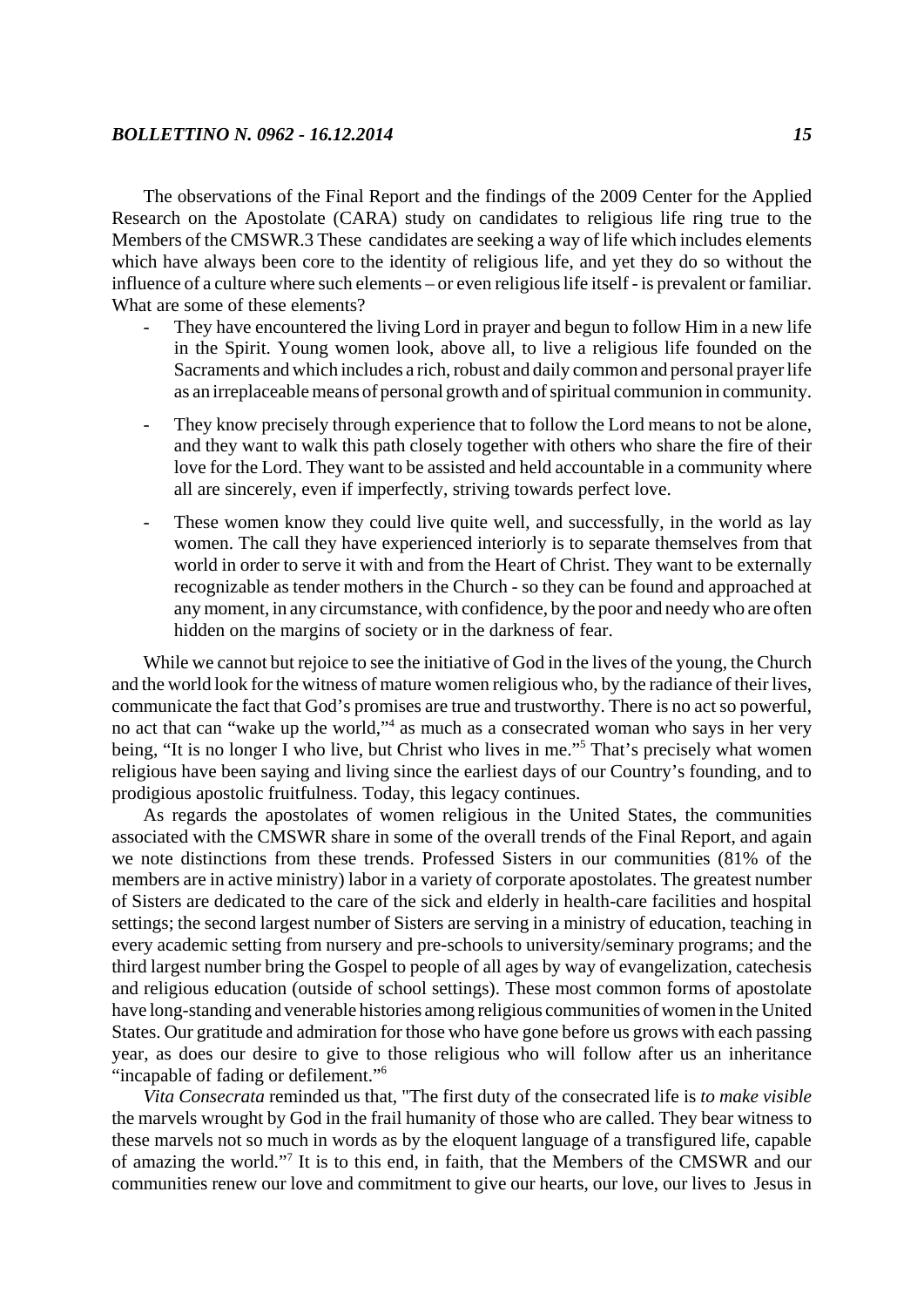The observations of the Final Report and the findings of the 2009 Center for the Applied Research on the Apostolate (CARA) study on candidates to religious life ring true to the Members of the CMSWR.3 These candidates are seeking a way of life which includes elements which have always been core to the identity of religious life, and yet they do so without the influence of a culture where such elements – or even religious life itself - is prevalent or familiar. What are some of these elements?

- They have encountered the living Lord in prayer and begun to follow Him in a new life in the Spirit. Young women look, above all, to live a religious life founded on the Sacraments and which includes a rich, robust and daily common and personal prayer life as an irreplaceable means of personal growth and of spiritual communion in community.
- They know precisely through experience that to follow the Lord means to not be alone, and they want to walk this path closely together with others who share the fire of their love for the Lord. They want to be assisted and held accountable in a community where all are sincerely, even if imperfectly, striving towards perfect love.
- These women know they could live quite well, and successfully, in the world as lay women. The call they have experienced interiorly is to separate themselves from that world in order to serve it with and from the Heart of Christ. They want to be externally recognizable as tender mothers in the Church - so they can be found and approached at any moment, in any circumstance, with confidence, by the poor and needy who are often hidden on the margins of society or in the darkness of fear.

While we cannot but rejoice to see the initiative of God in the lives of the young, the Church and the world look for the witness of mature women religious who, by the radiance of their lives, communicate the fact that God's promises are true and trustworthy. There is no act so powerful, no act that can "wake up the world,"[4] as much as a consecrated woman who says in her very being, "It is no longer I who live, but Christ who lives in me."[5] That's precisely what women religious have been saying and living since the earliest days of our Country's founding, and to prodigious apostolic fruitfulness. Today, this legacy continues.

As regards the apostolates of women religious in the United States, the communities associated with the CMSWR share in some of the overall trends of the Final Report, and again we note distinctions from these trends. Professed Sisters in our communities (81% of the members are in active ministry) labor in a variety of corporate apostolates. The greatest number of Sisters are dedicated to the care of the sick and elderly in health-care facilities and hospital settings; the second largest number of Sisters are serving in a ministry of education, teaching in every academic setting from nursery and pre-schools to university/seminary programs; and the third largest number bring the Gospel to people of all ages by way of evangelization, catechesis and religious education (outside of school settings). These most common forms of apostolate have long-standing and venerable histories among religious communities of women in the United States. Our gratitude and admiration for those who have gone before us grows with each passing year, as does our desire to give to those religious who will follow after us an inheritance "incapable of fading or defilement."[6]

*Vita Consecrata* reminded us that, "The first duty of the consecrated life is *to make visible* the marvels wrought by God in the frail humanity of those who are called. They bear witness to these marvels not so much in words as by the eloquent language of a transfigured life, capable of amazing the world."[7] It is to this end, in faith, that the Members of the CMSWR and our communities renew our love and commitment to give our hearts, our love, our lives to Jesus in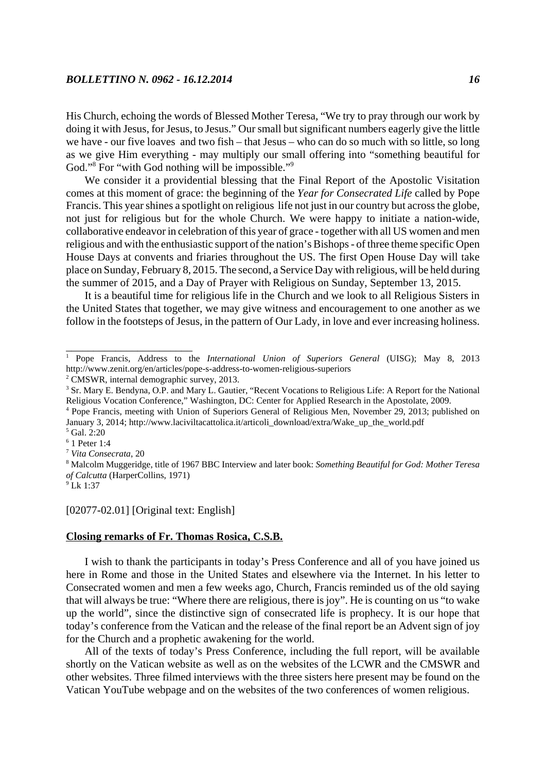His Church, echoing the words of Blessed Mother Teresa, "We try to pray through our work by doing it with Jesus, for Jesus, to Jesus." Our small but significant numbers eagerly give the little we have - our five loaves and two fish – that Jesus – who can do so much with so little, so long as we give Him everything - may multiply our small offering into "something beautiful for God."[8] For "with God nothing will be impossible."[9]

We consider it a providential blessing that the Final Report of the Apostolic Visitation comes at this moment of grace: the beginning of the *Year for Consecrated Life* called by Pope Francis. This year shines a spotlight on religious life not just in our country but across the globe, not just for religious but for the whole Church. We were happy to initiate a nation-wide, collaborative endeavor in celebration of this year of grace - together with all US women and men religious and with the enthusiastic support of the nation's Bishops - of three theme specific Open House Days at convents and friaries throughout the US. The first Open House Day will take place on Sunday, February 8, 2015. The second, a Service Day with religious, will be held during the summer of 2015, and a Day of Prayer with Religious on Sunday, September 13, 2015.

It is a beautiful time for religious life in the Church and we look to all Religious Sisters in the United States that together, we may give witness and encouragement to one another as we follow in the footsteps of Jesus, in the pattern of Our Lady, in love and ever increasing holiness.

___

[1] Pope Francis, Address to the *International Union of Superiors General* (UISG); May 8, 2013 http://www.zenit.org/en/articles/pope-s-address-to-women-religious-superiors

[2] CMSWR, internal demographic survey, 2013.

[3] Sr. Mary E. Bendyna, O.P. and Mary L. Gautier, "Recent Vocations to Religious Life: A Report for the National Religious Vocation Conference," Washington, DC: Center for Applied Research in the Apostolate, 2009.

[4] Pope Francis, meeting with Union of Superiors General of Religious Men, November 29, 2013; published on January 3, 2014; http://www.laciviltacattolica.it/articoli_download/extra/Wake_up_the_world.pdf

[5] Gal. 2:20

[6] 1 Peter 1:4

[7] *Vita Consecrata*, 20

[8] Malcolm Muggeridge, title of 1967 BBC Interview and later book: *Something Beautiful for God: Mother Teresa of Calcutta* (HarperCollins, 1971)

[9] Lk 1:37

[02077-02.01] [Original text: English]

**Closing remarks of Fr. Thomas Rosica, C.S.B.**

I wish to thank the participants in today's Press Conference and all of you have joined us here in Rome and those in the United States and elsewhere via the Internet. In his letter to Consecrated women and men a few weeks ago, Church, Francis reminded us of the old saying that will always be true: "Where there are religious, there is joy". He is counting on us "to wake up the world", since the distinctive sign of consecrated life is prophecy. It is our hope that today's conference from the Vatican and the release of the final report be an Advent sign of joy for the Church and a prophetic awakening for the world.

All of the texts of today's Press Conference, including the full report, will be available shortly on the Vatican website as well as on the websites of the LCWR and the CMSWR and other websites. Three filmed interviews with the three sisters here present may be found on the Vatican YouTube webpage and on the websites of the two conferences of women religious.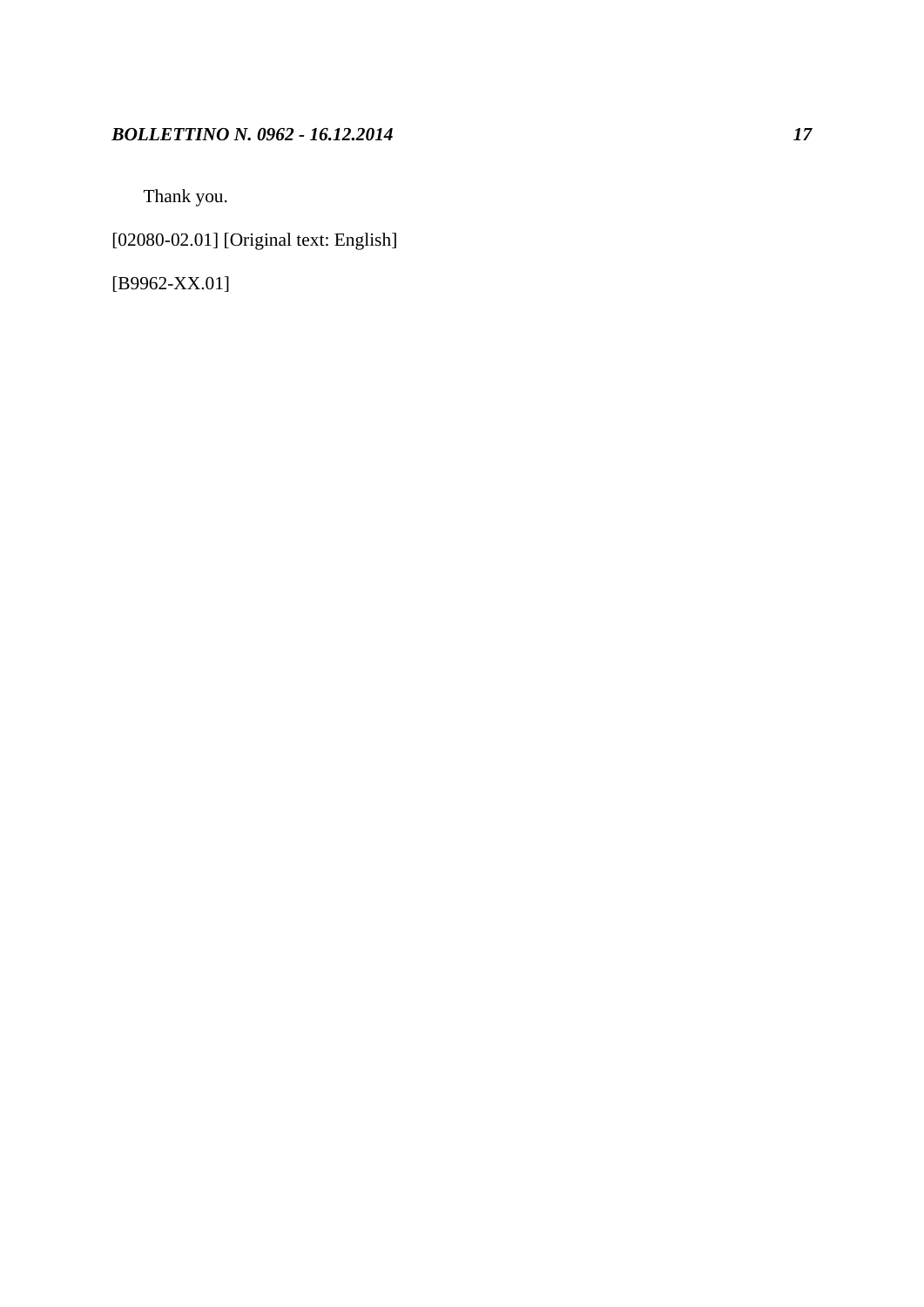Thank you.

[02080-02.01] [Original text: English]

[B9962-XX.01]